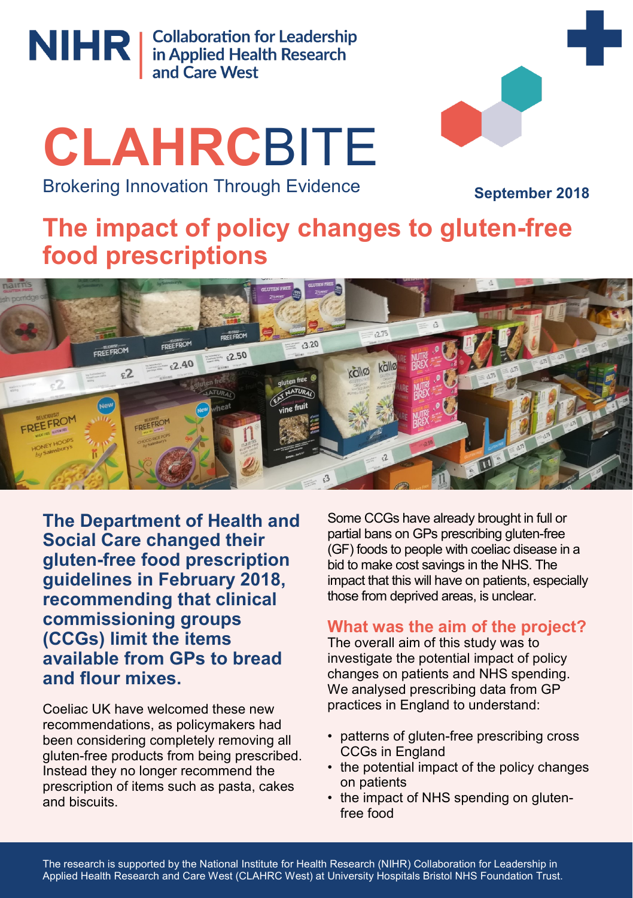NIHR | Collaboration for Leadership in Applied Health Research and Care West

# CLAHRCBITE

Brokering Innovation Through Evidence

**September 2018**

## The impact of policy changes to gluten-free food prescriptions

**The Department of Health and Social Care changed their gluten-free food prescription guidelines in February 2018, recommending that clinical commissioning groups (CCGs) limit the items available from GPs to bread and flour mixes.**

Coeliac UK have welcomed these new recommendations, as policymakers had been considering completely removing all gluten-free products from being prescribed. Instead they no longer recommend the prescription of items such as pasta, cakes and biscuits.

Some CCGs have already brought in full or partial bans on GPs prescribing gluten-free (GF) foods to people with coeliac disease in a bid to make cost savings in the NHS. The impact that this will have on patients, especially those from deprived areas, is unclear.

### What was the aim of the project?

The overall aim of this study was to investigate the potential impact of policy changes on patients and NHS spending. We analysed prescribing data from GP practices in England to understand:

- patterns of gluten-free prescribing cross CCGs in England
- the potential impact of the policy changes on patients
- the impact of NHS spending on gluten-free food

The research is supported by the National Institute for Health Research (NIHR) Collaboration for Leadership in Applied Health Research and Care West (CLAHRC West) at University Hospitals Bristol NHS Foundation Trust.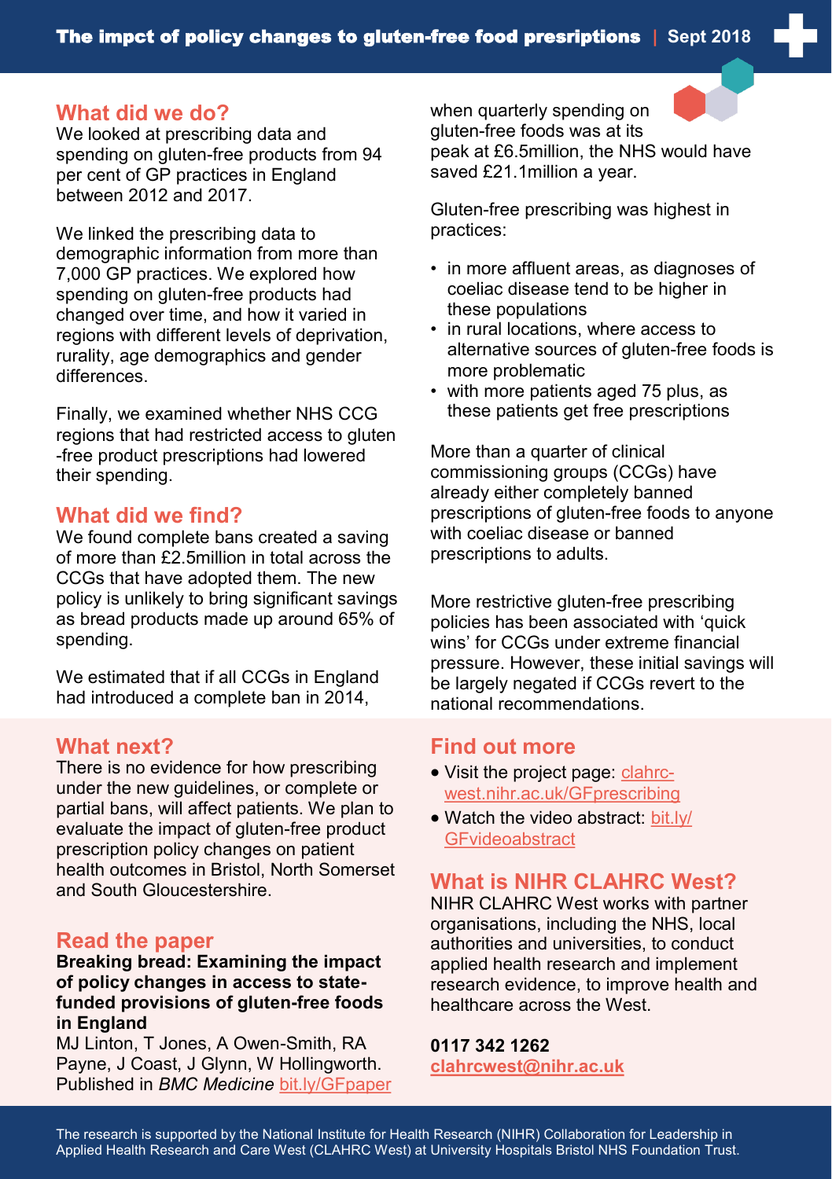# The impct of policy changes to gluten-free food presriptions | Sept 2018

## What did we do?

We looked at prescribing data and spending on gluten-free products from 94 per cent of GP practices in England between 2012 and 2017.

We linked the prescribing data to demographic information from more than 7,000 GP practices. We explored how spending on gluten-free products had changed over time, and how it varied in regions with different levels of deprivation, rurality, age demographics and gender differences.

Finally, we examined whether NHS CCG regions that had restricted access to gluten -free product prescriptions had lowered their spending.

## What did we find?

We found complete bans created a saving of more than £2.5million in total across the CCGs that have adopted them. The new policy is unlikely to bring significant savings as bread products made up around 65% of spending.

We estimated that if all CCGs in England had introduced a complete ban in 2014, when quarterly spending on gluten-free foods was at its peak at £6.5million, the NHS would have saved £21.1million a year.

Gluten-free prescribing was highest in practices:

- in more affluent areas, as diagnoses of coeliac disease tend to be higher in these populations
- in rural locations, where access to alternative sources of gluten-free foods is more problematic
- with more patients aged 75 plus, as these patients get free prescriptions

More than a quarter of clinical commissioning groups (CCGs) have already either completely banned prescriptions of gluten-free foods to anyone with coeliac disease or banned prescriptions to adults.

More restrictive gluten-free prescribing policies has been associated with 'quick wins' for CCGs under extreme financial pressure. However, these initial savings will be largely negated if CCGs revert to the national recommendations.

## What next?

There is no evidence for how prescribing under the new guidelines, or complete or partial bans, will affect patients. We plan to evaluate the impact of gluten-free product prescription policy changes on patient health outcomes in Bristol, North Somerset and South Gloucestershire.

## Read the paper

**Breaking bread: Examining the impact of policy changes in access to state-funded provisions of gluten-free foods in England**

MJ Linton, T Jones, A Owen-Smith, RA Payne, J Coast, J Glynn, W Hollingworth. Published in *BMC Medicine* bit.ly/GFpaper

## Find out more

- Visit the project page: clahrc-west.nihr.ac.uk/GFprescribing
- Watch the video abstract: bit.ly/GFvideoabstract

## What is NIHR CLAHRC West?

NIHR CLAHRC West works with partner organisations, including the NHS, local authorities and universities, to conduct applied health research and implement research evidence, to improve health and healthcare across the West.

**0117 342 1262**

**clahrcwest@nihr.ac.uk**

The research is supported by the National Institute for Health Research (NIHR) Collaboration for Leadership in Applied Health Research and Care West (CLAHRC West) at University Hospitals Bristol NHS Foundation Trust.